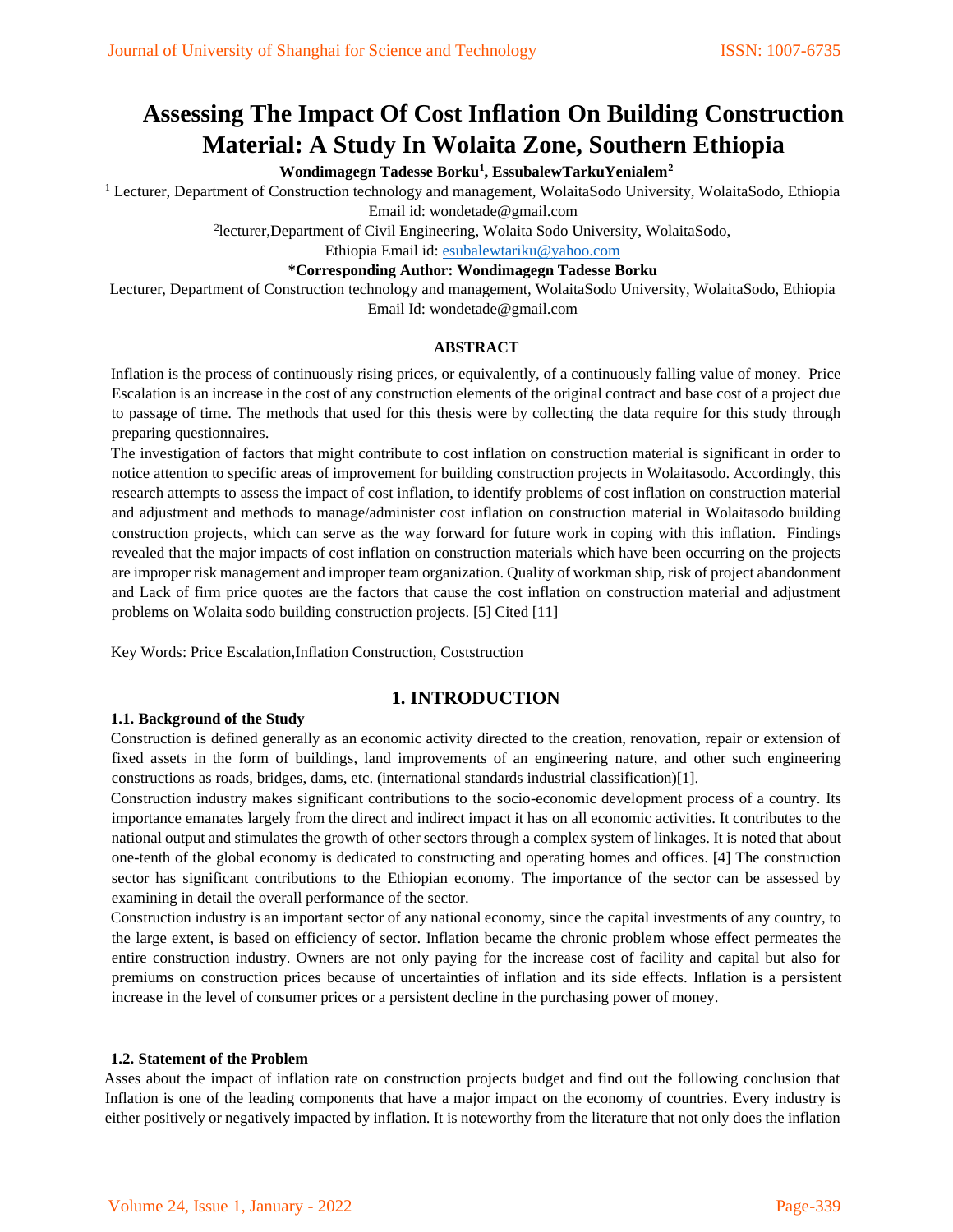# Assessing The Impact Of Cost Inflation On Building Construction Material: A Study In Wolaita Zone, Southern Ethiopia

**Wondimagegn Tadesse Borku[1], EssubalewTarkuYenialem[2]**

[1] Lecturer, Department of Construction technology and management, WolaitaSodo University, WolaitaSodo, Ethiopia Email id: wondetade@gmail.com

[2]lecturer,Department of Civil Engineering, Wolaita Sodo University, WolaitaSodo, Ethiopia Email id: esubalewtariku@yahoo.com

**\*Corresponding Author: Wondimagegn Tadesse Borku**

Lecturer, Department of Construction technology and management, WolaitaSodo University, WolaitaSodo, Ethiopia Email Id: wondetade@gmail.com

**ABSTRACT**

Inflation is the process of continuously rising prices, or equivalently, of a continuously falling value of money. Price Escalation is an increase in the cost of any construction elements of the original contract and base cost of a project due to passage of time. The methods that used for this thesis were by collecting the data require for this study through preparing questionnaires.

The investigation of factors that might contribute to cost inflation on construction material is significant in order to notice attention to specific areas of improvement for building construction projects in Wolaitasodo. Accordingly, this research attempts to assess the impact of cost inflation, to identify problems of cost inflation on construction material and adjustment and methods to manage/administer cost inflation on construction material in Wolaitasodo building construction projects, which can serve as the way forward for future work in coping with this inflation. Findings revealed that the major impacts of cost inflation on construction materials which have been occurring on the projects are improper risk management and improper team organization. Quality of workman ship, risk of project abandonment and Lack of firm price quotes are the factors that cause the cost inflation on construction material and adjustment problems on Wolaita sodo building construction projects. [5] Cited [11]

Key Words: Price Escalation,Inflation Construction, Coststruction

## 1. INTRODUCTION

### 1.1. Background of the Study

Construction is defined generally as an economic activity directed to the creation, renovation, repair or extension of fixed assets in the form of buildings, land improvements of an engineering nature, and other such engineering constructions as roads, bridges, dams, etc. (international standards industrial classification)[1].

Construction industry makes significant contributions to the socio-economic development process of a country. Its importance emanates largely from the direct and indirect impact it has on all economic activities. It contributes to the national output and stimulates the growth of other sectors through a complex system of linkages. It is noted that about one-tenth of the global economy is dedicated to constructing and operating homes and offices. [4] The construction sector has significant contributions to the Ethiopian economy. The importance of the sector can be assessed by examining in detail the overall performance of the sector.

Construction industry is an important sector of any national economy, since the capital investments of any country, to the large extent, is based on efficiency of sector. Inflation became the chronic problem whose effect permeates the entire construction industry. Owners are not only paying for the increase cost of facility and capital but also for premiums on construction prices because of uncertainties of inflation and its side effects. Inflation is a persistent increase in the level of consumer prices or a persistent decline in the purchasing power of money.

### 1.2. Statement of the Problem

Asses about the impact of inflation rate on construction projects budget and find out the following conclusion that Inflation is one of the leading components that have a major impact on the economy of countries. Every industry is either positively or negatively impacted by inflation. It is noteworthy from the literature that not only does the inflation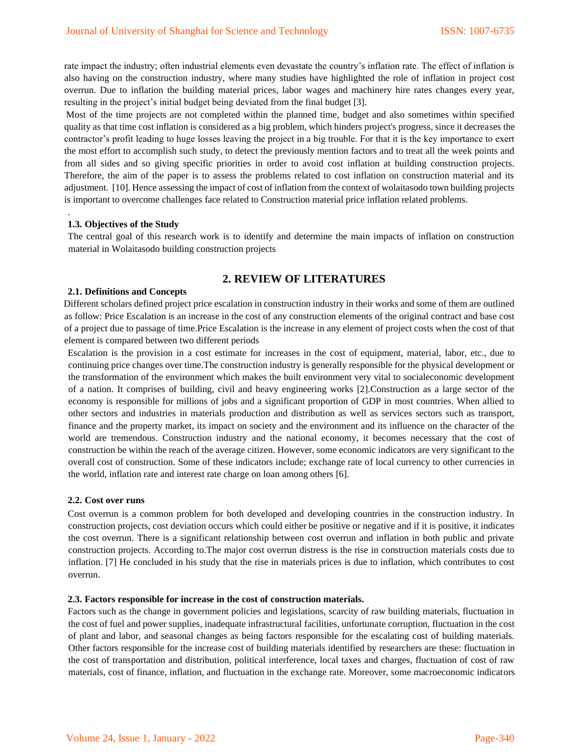rate impact the industry; often industrial elements even devastate the country's inflation rate. The effect of inflation is also having on the construction industry, where many studies have highlighted the role of inflation in project cost overrun. Due to inflation the building material prices, labor wages and machinery hire rates changes every year, resulting in the project's initial budget being deviated from the final budget [3].

Most of the time projects are not completed within the planned time, budget and also sometimes within specified quality as that time cost inflation is considered as a big problem, which hinders project's progress, since it decreases the contractor's profit leading to huge losses leaving the project in a big trouble. For that it is the key importance to exert the most effort to accomplish such study, to detect the previously mention factors and to treat all the week points and from all sides and so giving specific priorities in order to avoid cost inflation at building construction projects. Therefore, the aim of the paper is to assess the problems related to cost inflation on construction material and its adjustment. [10]. Hence assessing the impact of cost of inflation from the context of wolaitasodo town building projects is important to overcome challenges face related to Construction material price inflation related problems.

.

### 1.3. Objectives of the Study

The central goal of this research work is to identify and determine the main impacts of inflation on construction material in Wolaitasodo building construction projects

## 2. REVIEW OF LITERATURES

### 2.1. Definitions and Concepts

Different scholars defined project price escalation in construction industry in their works and some of them are outlined as follow: Price Escalation is an increase in the cost of any construction elements of the original contract and base cost of a project due to passage of time.Price Escalation is the increase in any element of project costs when the cost of that element is compared between two different periods

Escalation is the provision in a cost estimate for increases in the cost of equipment, material, labor, etc., due to continuing price changes over time.The construction industry is generally responsible for the physical development or the transformation of the environment which makes the built environment very vital to socialeconomic development of a nation. It comprises of building, civil and heavy engineering works [2].Construction as a large sector of the economy is responsible for millions of jobs and a significant proportion of GDP in most countries. When allied to other sectors and industries in materials production and distribution as well as services sectors such as transport, finance and the property market, its impact on society and the environment and its influence on the character of the world are tremendous. Construction industry and the national economy, it becomes necessary that the cost of construction be within the reach of the average citizen. However, some economic indicators are very significant to the overall cost of construction. Some of these indicators include; exchange rate of local currency to other currencies in the world, inflation rate and interest rate charge on loan among others [6].

### 2.2. Cost over runs

Cost overrun is a common problem for both developed and developing countries in the construction industry. In construction projects, cost deviation occurs which could either be positive or negative and if it is positive, it indicates the cost overrun. There is a significant relationship between cost overrun and inflation in both public and private construction projects. According to.The major cost overrun distress is the rise in construction materials costs due to inflation. [7] He concluded in his study that the rise in materials prices is due to inflation, which contributes to cost overrun.

### 2.3. Factors responsible for increase in the cost of construction materials.

Factors such as the change in government policies and legislations, scarcity of raw building materials, fluctuation in the cost of fuel and power supplies, inadequate infrastructural facilities, unfortunate corruption, fluctuation in the cost of plant and labor, and seasonal changes as being factors responsible for the escalating cost of building materials. Other factors responsible for the increase cost of building materials identified by researchers are these: fluctuation in the cost of transportation and distribution, political interference, local taxes and charges, fluctuation of cost of raw materials, cost of finance, inflation, and fluctuation in the exchange rate. Moreover, some macroeconomic indicators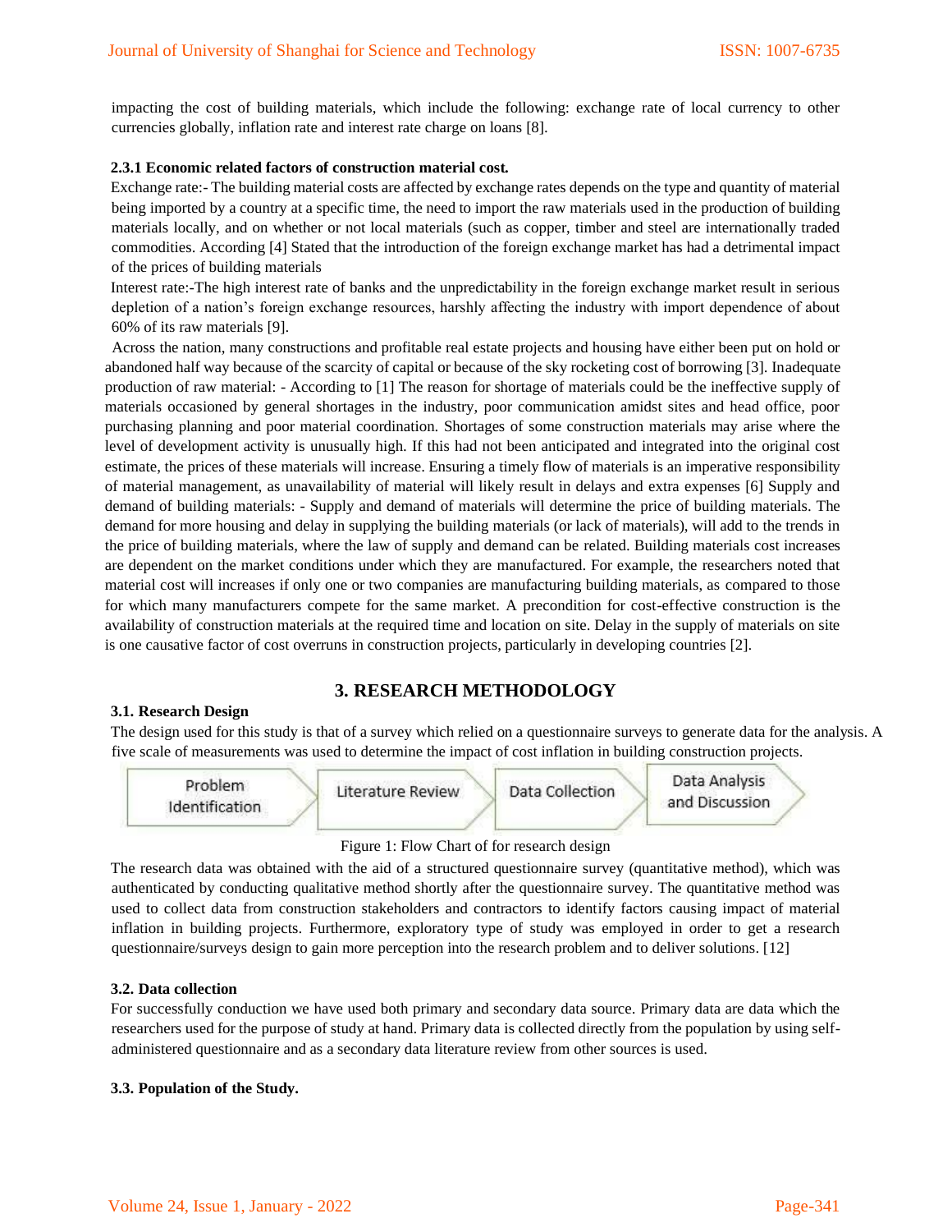impacting the cost of building materials, which include the following: exchange rate of local currency to other currencies globally, inflation rate and interest rate charge on loans [8].

#### 2.3.1 Economic related factors of construction material cost.

Exchange rate:- The building material costs are affected by exchange rates depends on the type and quantity of material being imported by a country at a specific time, the need to import the raw materials used in the production of building materials locally, and on whether or not local materials (such as copper, timber and steel are internationally traded commodities. According [4] Stated that the introduction of the foreign exchange market has had a detrimental impact of the prices of building materials

Interest rate:-The high interest rate of banks and the unpredictability in the foreign exchange market result in serious depletion of a nation's foreign exchange resources, harshly affecting the industry with import dependence of about 60% of its raw materials [9].

Across the nation, many constructions and profitable real estate projects and housing have either been put on hold or abandoned half way because of the scarcity of capital or because of the sky rocketing cost of borrowing [3]. Inadequate production of raw material: - According to [1] The reason for shortage of materials could be the ineffective supply of materials occasioned by general shortages in the industry, poor communication amidst sites and head office, poor purchasing planning and poor material coordination. Shortages of some construction materials may arise where the level of development activity is unusually high. If this had not been anticipated and integrated into the original cost estimate, the prices of these materials will increase. Ensuring a timely flow of materials is an imperative responsibility of material management, as unavailability of material will likely result in delays and extra expenses [6] Supply and demand of building materials: - Supply and demand of materials will determine the price of building materials. The demand for more housing and delay in supplying the building materials (or lack of materials), will add to the trends in the price of building materials, where the law of supply and demand can be related. Building materials cost increases are dependent on the market conditions under which they are manufactured. For example, the researchers noted that material cost will increases if only one or two companies are manufacturing building materials, as compared to those for which many manufacturers compete for the same market. A precondition for cost-effective construction is the availability of construction materials at the required time and location on site. Delay in the supply of materials on site is one causative factor of cost overruns in construction projects, particularly in developing countries [2].

## 3. RESEARCH METHODOLOGY

### 3.1. Research Design

The design used for this study is that of a survey which relied on a questionnaire surveys to generate data for the analysis. A five scale of measurements was used to determine the impact of cost inflation in building construction projects.

Problem Identification → Literature Review → Data Collection → Data Analysis and Discussion

Figure 1: Flow Chart of for research design

The research data was obtained with the aid of a structured questionnaire survey (quantitative method), which was authenticated by conducting qualitative method shortly after the questionnaire survey. The quantitative method was used to collect data from construction stakeholders and contractors to identify factors causing impact of material inflation in building projects. Furthermore, exploratory type of study was employed in order to get a research questionnaire/surveys design to gain more perception into the research problem and to deliver solutions. [12]

### 3.2. Data collection

For successfully conduction we have used both primary and secondary data source. Primary data are data which the researchers used for the purpose of study at hand. Primary data is collected directly from the population by using self-administered questionnaire and as a secondary data literature review from other sources is used.

### 3.3. Population of the Study.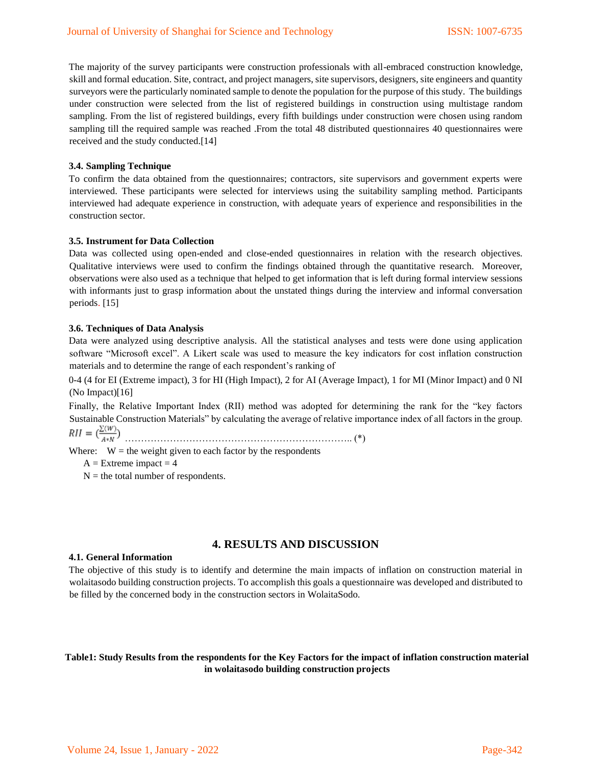The majority of the survey participants were construction professionals with all-embraced construction knowledge, skill and formal education. Site, contract, and project managers, site supervisors, designers, site engineers and quantity surveyors were the particularly nominated sample to denote the population for the purpose of this study. The buildings under construction were selected from the list of registered buildings in construction using multistage random sampling. From the list of registered buildings, every fifth buildings under construction were chosen using random sampling till the required sample was reached .From the total 48 distributed questionnaires 40 questionnaires were received and the study conducted.[14]

### 3.4. Sampling Technique

To confirm the data obtained from the questionnaires; contractors, site supervisors and government experts were interviewed. These participants were selected for interviews using the suitability sampling method. Participants interviewed had adequate experience in construction, with adequate years of experience and responsibilities in the construction sector.

### 3.5. Instrument for Data Collection

Data was collected using open-ended and close-ended questionnaires in relation with the research objectives. Qualitative interviews were used to confirm the findings obtained through the quantitative research. Moreover, observations were also used as a technique that helped to get information that is left during formal interview sessions with informants just to grasp information about the unstated things during the interview and informal conversation periods. [15]

### 3.6. Techniques of Data Analysis

Data were analyzed using descriptive analysis. All the statistical analyses and tests were done using application software "Microsoft excel". A Likert scale was used to measure the key indicators for cost inflation construction materials and to determine the range of each respondent's ranking of

0-4 (4 for EI (Extreme impact), 3 for HI (High Impact), 2 for AI (Average Impact), 1 for MI (Minor Impact) and 0 NI (No Impact)[16]

Finally, the Relative Important Index (RII) method was adopted for determining the rank for the "key factors Sustainable Construction Materials" by calculating the average of relative importance index of all factors in the group.

$$RII = \left(\frac{\sum(W)}{A*N}\right) \quad \ldots\ldots (*)$$

Where: W = the weight given to each factor by the respondents

A = Extreme impact = 4

N = the total number of respondents.

## 4. RESULTS AND DISCUSSION

### 4.1. General Information

The objective of this study is to identify and determine the main impacts of inflation on construction material in wolaitasodo building construction projects. To accomplish this goals a questionnaire was developed and distributed to be filled by the concerned body in the construction sectors in WolaitaSodo.

**Table1: Study Results from the respondents for the Key Factors for the impact of inflation construction material in wolaitasodo building construction projects**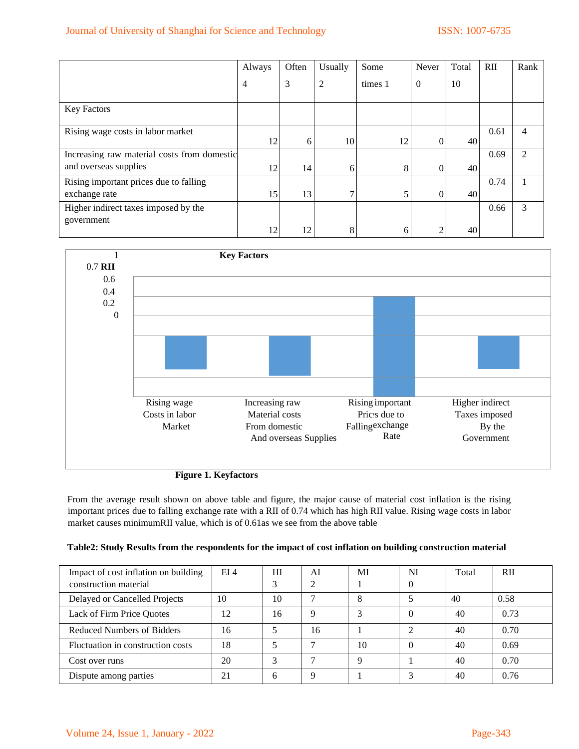| Key Factors | Always 4 | Often 3 | Usually 2 | Some times 1 | Never 0 | Total 10 | RII | Rank |
|---|---|---|---|---|---|---|---|---|
| Rising wage costs in labor market | 12 | 6 | 10 | 12 | 0 | 40 | 0.61 | 4 |
| Increasing raw material costs from domestic and overseas supplies | 12 | 14 | 6 | 8 | 0 | 40 | 0.69 | 2 |
| Rising important prices due to falling exchange rate | 15 | 13 | 7 | 5 | 0 | 40 | 0.74 | 1 |
| Higher indirect taxes imposed by the government | 12 | 12 | 8 | 6 | 2 | 40 | 0.66 | 3 |

Key Factors

| | Rising wage Costs in labor Market | Increasing raw Material costs From domestic And overseas Supplies | Rising important Prices due to Falling exchange Rate | Higher indirect Taxes imposed By the Government |
|---|---|---|---|---|
| RII | | | | |

**Figure 1. Keyfactors**

From the average result shown on above table and figure, the major cause of material cost inflation is the rising important prices due to falling exchange rate with a RII of 0.74 which has high RII value. Rising wage costs in labor market causes minimumRII value, which is of 0.61as we see from the above table

**Table2: Study Results from the respondents for the impact of cost inflation on building construction material**

| Impact of cost inflation on building construction material | EI 4 | HI 3 | AI 2 | MI 1 | NI 0 | Total | RII |
|---|---|---|---|---|---|---|---|
| Delayed or Cancelled Projects | 10 | 10 | 7 | 8 | 5 | 40 | 0.58 |
| Lack of Firm Price Quotes | 12 | 16 | 9 | 3 | 0 | 40 | 0.73 |
| Reduced Numbers of Bidders | 16 | 5 | 16 | 1 | 2 | 40 | 0.70 |
| Fluctuation in construction costs | 18 | 5 | 7 | 10 | 0 | 40 | 0.69 |
| Cost over runs | 20 | 3 | 7 | 9 | 1 | 40 | 0.70 |
| Dispute among parties | 21 | 6 | 9 | 1 | 3 | 40 | 0.76 |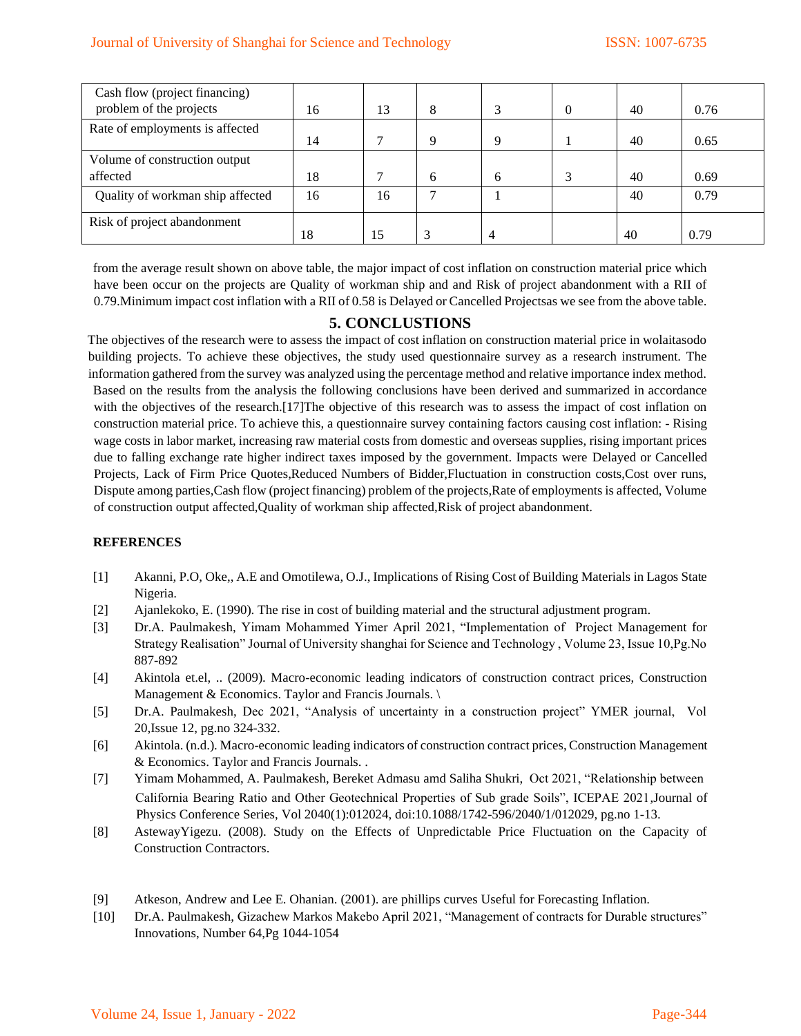| | | | | | | | |
|---|---|---|---|---|---|---|---|
| Cash flow (project financing) problem of the projects | 16 | 13 | 8 | 3 | 0 | 40 | 0.76 |
| Rate of employments is affected | 14 | 7 | 9 | 9 | 1 | 40 | 0.65 |
| Volume of construction output affected | 18 | 7 | 6 | 6 | 3 | 40 | 0.69 |
| Quality of workman ship affected | 16 | 16 | 7 | 1 | | 40 | 0.79 |
| Risk of project abandonment | 18 | 15 | 3 | 4 | | 40 | 0.79 |

from the average result shown on above table, the major impact of cost inflation on construction material price which have been occur on the projects are Quality of workman ship and and Risk of project abandonment with a RII of 0.79.Minimum impact cost inflation with a RII of 0.58 is Delayed or Cancelled Projectsas we see from the above table.

## 5. CONCLUSTIONS

The objectives of the research were to assess the impact of cost inflation on construction material price in wolaitasodo building projects. To achieve these objectives, the study used questionnaire survey as a research instrument. The information gathered from the survey was analyzed using the percentage method and relative importance index method. Based on the results from the analysis the following conclusions have been derived and summarized in accordance with the objectives of the research.[17]The objective of this research was to assess the impact of cost inflation on construction material price. To achieve this, a questionnaire survey containing factors causing cost inflation: - Rising wage costs in labor market, increasing raw material costs from domestic and overseas supplies, rising important prices due to falling exchange rate higher indirect taxes imposed by the government. Impacts were Delayed or Cancelled Projects, Lack of Firm Price Quotes,Reduced Numbers of Bidder,Fluctuation in construction costs,Cost over runs, Dispute among parties,Cash flow (project financing) problem of the projects,Rate of employments is affected, Volume of construction output affected,Quality of workman ship affected,Risk of project abandonment.

**REFERENCES**

[1] Akanni, P.O, Oke,, A.E and Omotilewa, O.J., Implications of Rising Cost of Building Materials in Lagos State Nigeria.

[2] Ajanlekoko, E. (1990). The rise in cost of building material and the structural adjustment program.

[3] Dr.A. Paulmakesh, Yimam Mohammed Yimer April 2021, "Implementation of Project Management for Strategy Realisation" Journal of University shanghai for Science and Technology , Volume 23, Issue 10,Pg.No 887-892

[4] Akintola et.el, .. (2009). Macro-economic leading indicators of construction contract prices, Construction Management & Economics. Taylor and Francis Journals. \

[5] Dr.A. Paulmakesh, Dec 2021, "Analysis of uncertainty in a construction project" YMER journal, Vol 20,Issue 12, pg.no 324-332.

[6] Akintola. (n.d.). Macro-economic leading indicators of construction contract prices, Construction Management & Economics. Taylor and Francis Journals. .

[7] Yimam Mohammed, A. Paulmakesh, Bereket Admasu amd Saliha Shukri, Oct 2021, "Relationship between California Bearing Ratio and Other Geotechnical Properties of Sub grade Soils", ICEPAE 2021,Journal of Physics Conference Series, Vol 2040(1):012024, doi:10.1088/1742-596/2040/1/012029, pg.no 1-13.

[8] AstewayYigezu. (2008). Study on the Effects of Unpredictable Price Fluctuation on the Capacity of Construction Contractors.

[9] Atkeson, Andrew and Lee E. Ohanian. (2001). are phillips curves Useful for Forecasting Inflation.

[10] Dr.A. Paulmakesh, Gizachew Markos Makebo April 2021, "Management of contracts for Durable structures" Innovations, Number 64,Pg 1044-1054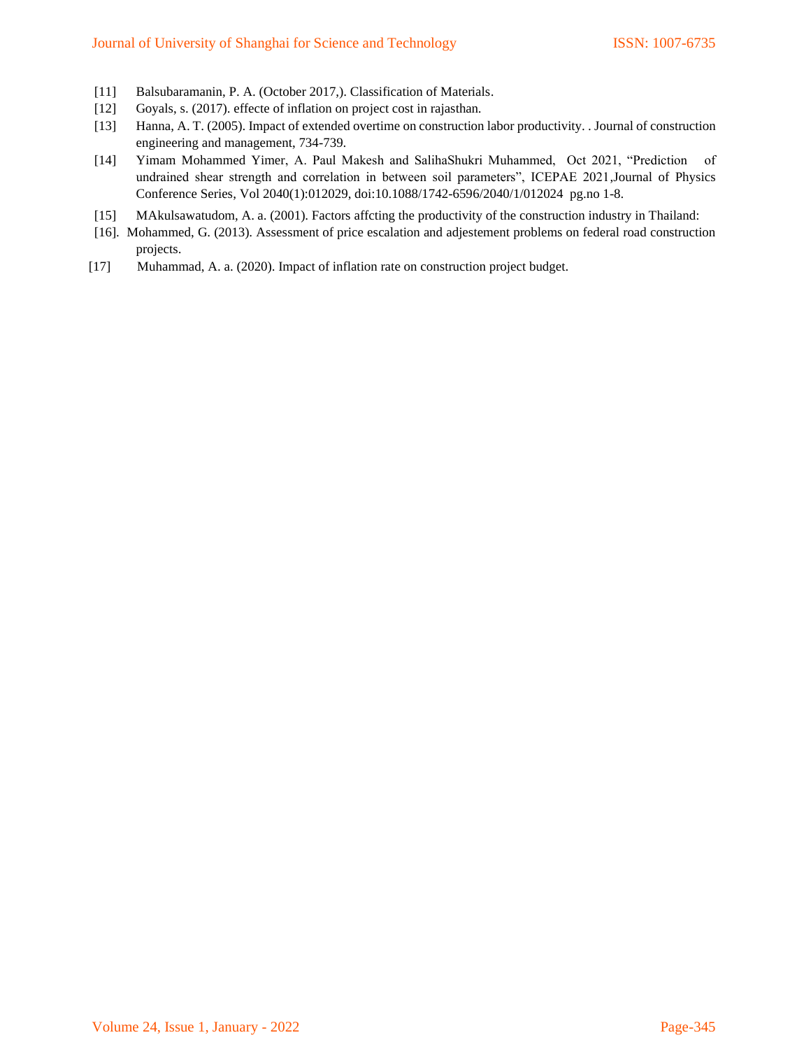[11] Balsubaramanin, P. A. (October 2017,). Classification of Materials.

[12] Goyals, s. (2017). effecte of inflation on project cost in rajasthan.

[13] Hanna, A. T. (2005). Impact of extended overtime on construction labor productivity. . Journal of construction engineering and management, 734-739.

[14] Yimam Mohammed Yimer, A. Paul Makesh and SalihaShukri Muhammed, Oct 2021, "Prediction of undrained shear strength and correlation in between soil parameters", ICEPAE 2021,Journal of Physics Conference Series, Vol 2040(1):012029, doi:10.1088/1742-6596/2040/1/012024 pg.no 1-8.

[15] MAkulsawatudom, A. a. (2001). Factors affcting the productivity of the construction industry in Thailand:

[16]. Mohammed, G. (2013). Assessment of price escalation and adjestement problems on federal road construction projects.

[17] Muhammad, A. a. (2020). Impact of inflation rate on construction project budget.